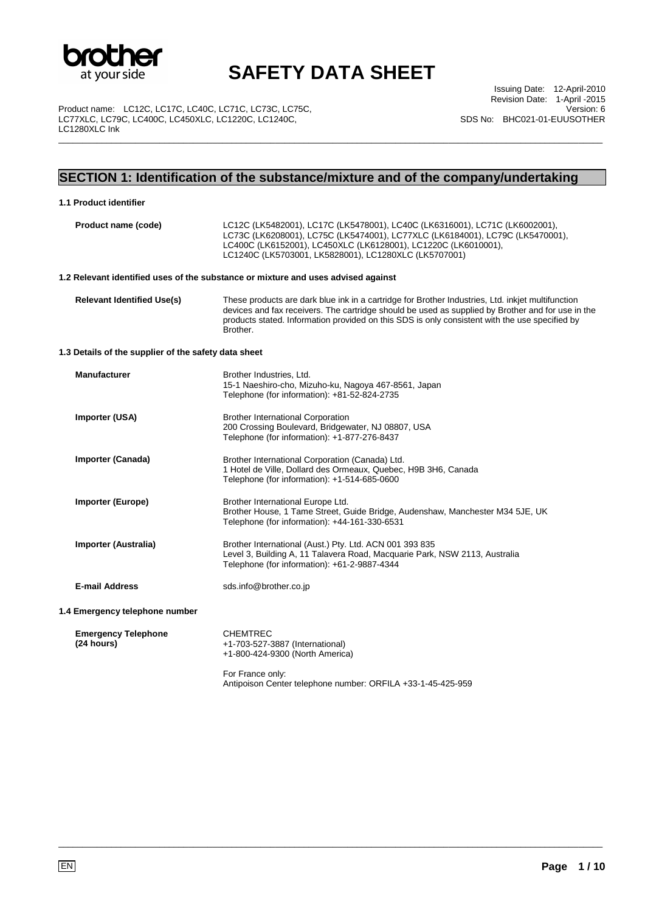# SAFETY DATA SHEET

Product name: LC12C, LC17C, LC40C, LC71C, LC73C, LC75C, LC77XLC, LC79C, LC400C, LC450XLC, LC1220C, LC1240C, LC1280XLC Ink

Issuing Date: 12-April-2010
Revision Date: 1-April -2015
Version: 6
SDS No: BHC021-01-EUUSOTHER

## SECTION 1: Identification of the substance/mixture and of the company/undertaking

### 1.1 Product identifier

| | |
|---|---|
| **Product name (code)** | LC12C (LK5482001), LC17C (LK5478001), LC40C (LK6316001), LC71C (LK6002001), LC73C (LK6208001), LC75C (LK5474001), LC77XLC (LK6184001), LC79C (LK5470001), LC400C (LK6152001), LC450XLC (LK6128001), LC1220C (LK6010001), LC1240C (LK5703001, LK5828001), LC1280XLC (LK5707001) |

### 1.2 Relevant identified uses of the substance or mixture and uses advised against

| | |
|---|---|
| **Relevant Identified Use(s)** | These products are dark blue ink in a cartridge for Brother Industries, Ltd. inkjet multifunction devices and fax receivers. The cartridge should be used as supplied by Brother and for use in the products stated. Information provided on this SDS is only consistent with the use specified by Brother. |

### 1.3 Details of the supplier of the safety data sheet

| | |
|---|---|
| **Manufacturer** | Brother Industries, Ltd.<br>15-1 Naeshiro-cho, Mizuho-ku, Nagoya 467-8561, Japan<br>Telephone (for information): +81-52-824-2735 |
| **Importer (USA)** | Brother International Corporation<br>200 Crossing Boulevard, Bridgewater, NJ 08807, USA<br>Telephone (for information): +1-877-276-8437 |
| **Importer (Canada)** | Brother International Corporation (Canada) Ltd.<br>1 Hotel de Ville, Dollard des Ormeaux, Quebec, H9B 3H6, Canada<br>Telephone (for information): +1-514-685-0600 |
| **Importer (Europe)** | Brother International Europe Ltd.<br>Brother House, 1 Tame Street, Guide Bridge, Audenshaw, Manchester M34 5JE, UK<br>Telephone (for information): +44-161-330-6531 |
| **Importer (Australia)** | Brother International (Aust.) Pty. Ltd. ACN 001 393 835<br>Level 3, Building A, 11 Talavera Road, Macquarie Park, NSW 2113, Australia<br>Telephone (for information): +61-2-9887-4344 |
| **E-mail Address** | sds.info@brother.co.jp |

### 1.4 Emergency telephone number

| | |
|---|---|
| **Emergency Telephone (24 hours)** | CHEMTREC<br>+1-703-527-3887 (International)<br>+1-800-424-9300 (North America)<br><br>For France only:<br>Antipoison Center telephone number: ORFILA +33-1-45-425-959 |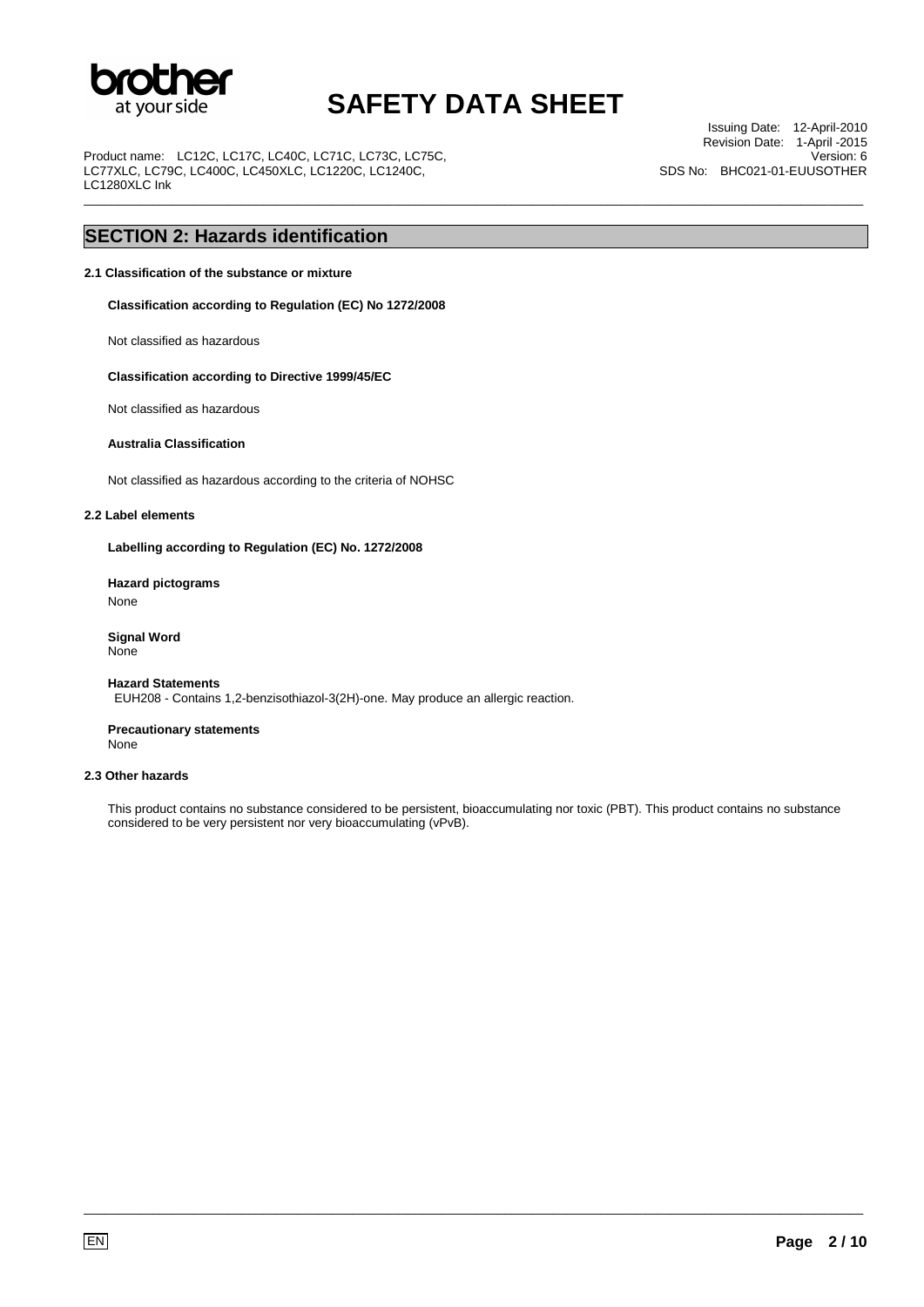## SECTION 2: Hazards identification

### 2.1 Classification of the substance or mixture

**Classification according to Regulation (EC) No 1272/2008**

Not classified as hazardous

**Classification according to Directive 1999/45/EC**

Not classified as hazardous

**Australia Classification**

Not classified as hazardous according to the criteria of NOHSC

### 2.2 Label elements

**Labelling according to Regulation (EC) No. 1272/2008**

**Hazard pictograms**

None

**Signal Word**

None

**Hazard Statements**

EUH208 - Contains 1,2-benzisothiazol-3(2H)-one. May produce an allergic reaction.

**Precautionary statements**

None

### 2.3 Other hazards

This product contains no substance considered to be persistent, bioaccumulating nor toxic (PBT). This product contains no substance considered to be very persistent nor very bioaccumulating (vPvB).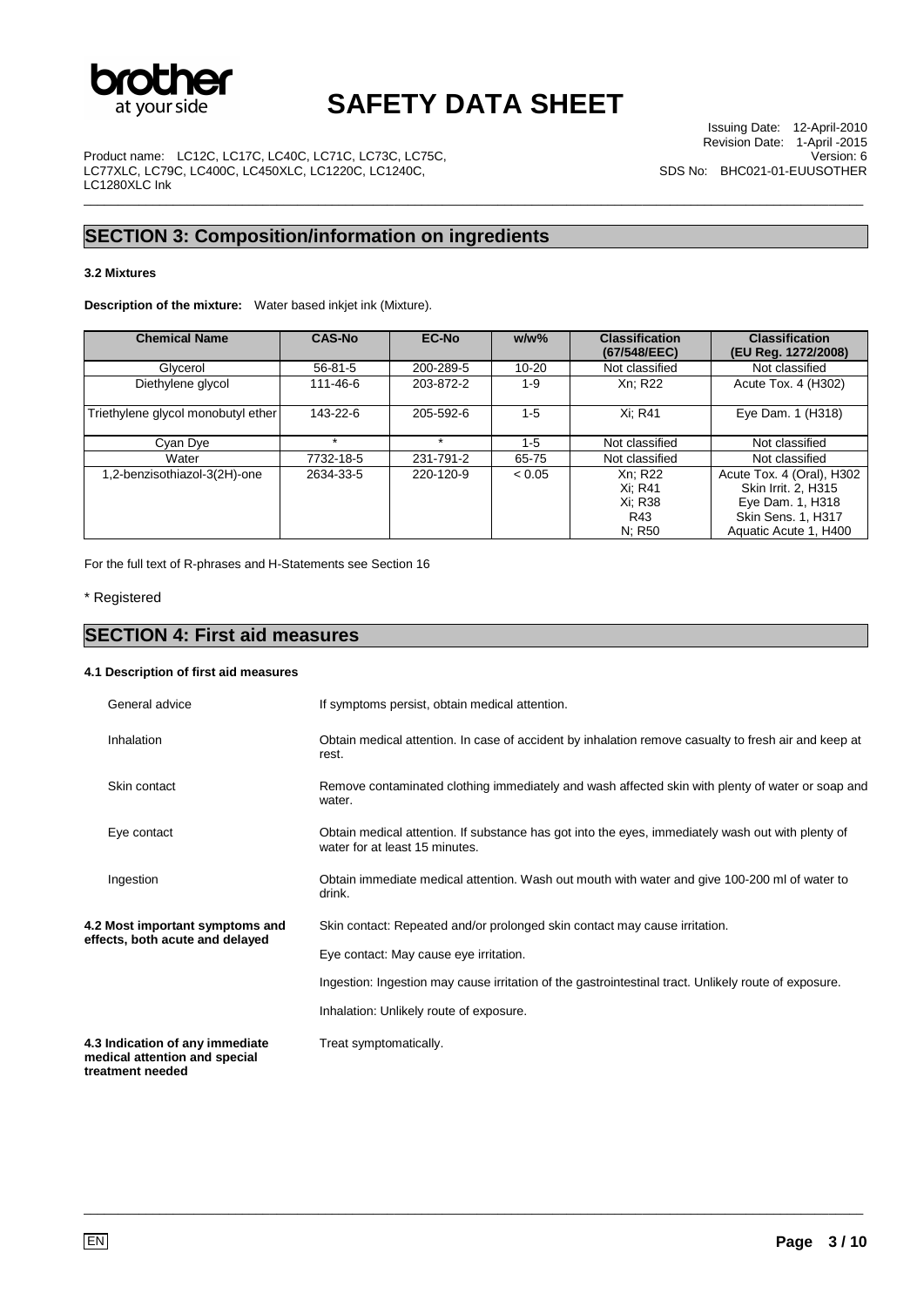## SECTION 3: Composition/information on ingredients

**3.2 Mixtures**

**Description of the mixture:** Water based inkjet ink (Mixture).

| Chemical Name | CAS-No | EC-No | w/w% | Classification (67/548/EEC) | Classification (EU Reg. 1272/2008) |
|---|---|---|---|---|---|
| Glycerol | 56-81-5 | 200-289-5 | 10-20 | Not classified | Not classified |
| Diethylene glycol | 111-46-6 | 203-872-2 | 1-9 | Xn; R22 | Acute Tox. 4 (H302) |
| Triethylene glycol monobutyl ether | 143-22-6 | 205-592-6 | 1-5 | Xi; R41 | Eye Dam. 1 (H318) |
| Cyan Dye | * | * | 1-5 | Not classified | Not classified |
| Water | 7732-18-5 | 231-791-2 | 65-75 | Not classified | Not classified |
| 1,2-benzisothiazol-3(2H)-one | 2634-33-5 | 220-120-9 | < 0.05 | Xn; R22<br>Xi; R41<br>Xi; R38<br>R43<br>N; R50 | Acute Tox. 4 (Oral), H302<br>Skin Irrit. 2, H315<br>Eye Dam. 1, H318<br>Skin Sens. 1, H317<br>Aquatic Acute 1, H400 |

For the full text of R-phrases and H-Statements see Section 16

\* Registered

## SECTION 4: First aid measures

**4.1 Description of first aid measures**

| | |
|---|---|
| General advice | If symptoms persist, obtain medical attention. |
| Inhalation | Obtain medical attention. In case of accident by inhalation remove casualty to fresh air and keep at rest. |
| Skin contact | Remove contaminated clothing immediately and wash affected skin with plenty of water or soap and water. |
| Eye contact | Obtain medical attention. If substance has got into the eyes, immediately wash out with plenty of water for at least 15 minutes. |
| Ingestion | Obtain immediate medical attention. Wash out mouth with water and give 100-200 ml of water to drink. |

**4.2 Most important symptoms and effects, both acute and delayed**

Skin contact: Repeated and/or prolonged skin contact may cause irritation.

Eye contact: May cause eye irritation.

Ingestion: Ingestion may cause irritation of the gastrointestinal tract. Unlikely route of exposure.

Inhalation: Unlikely route of exposure.

**4.3 Indication of any immediate medical attention and special treatment needed**

Treat symptomatically.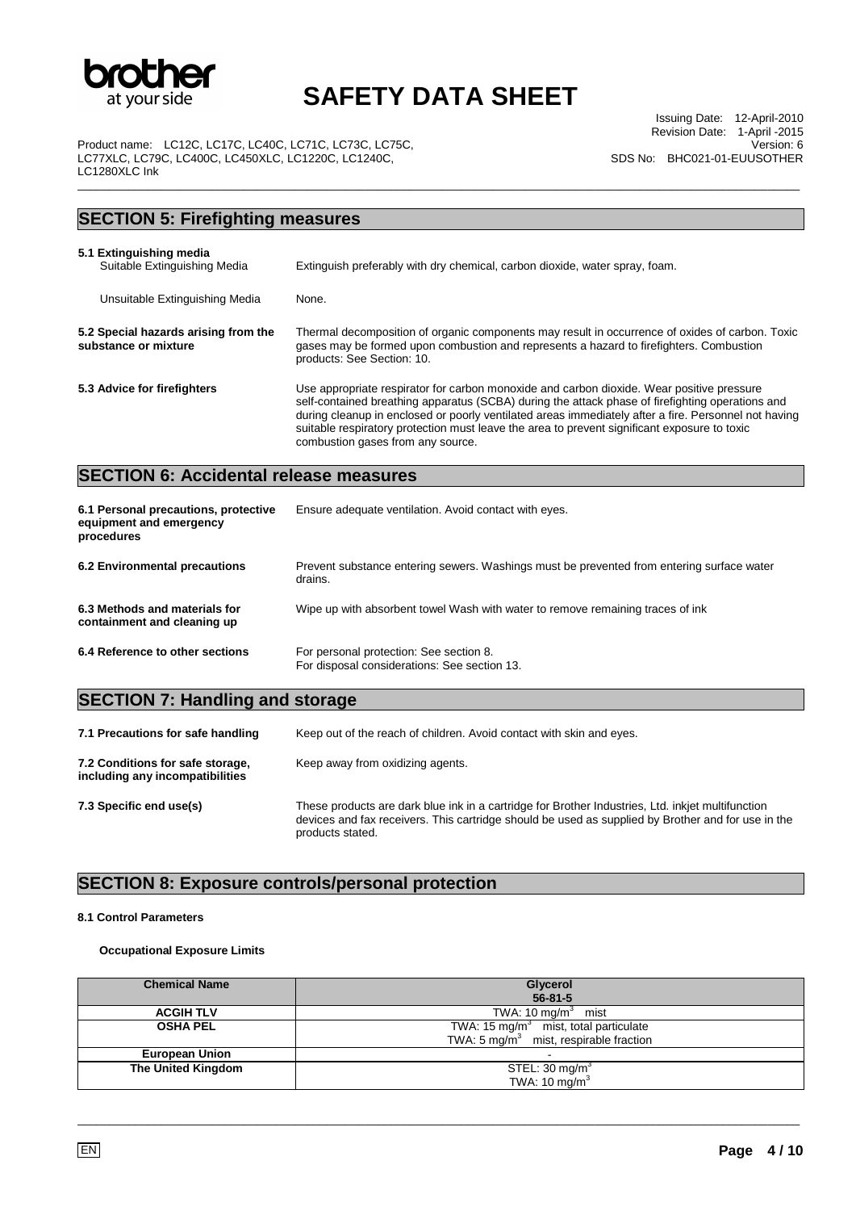## SECTION 5: Firefighting measures

**5.1 Extinguishing media**

Suitable Extinguishing Media: Extinguish preferably with dry chemical, carbon dioxide, water spray, foam.

Unsuitable Extinguishing Media: None.

**5.2 Special hazards arising from the substance or mixture**: Thermal decomposition of organic components may result in occurrence of oxides of carbon. Toxic gases may be formed upon combustion and represents a hazard to firefighters. Combustion products: See Section: 10.

**5.3 Advice for firefighters**: Use appropriate respirator for carbon monoxide and carbon dioxide. Wear positive pressure self-contained breathing apparatus (SCBA) during the attack phase of firefighting operations and during cleanup in enclosed or poorly ventilated areas immediately after a fire. Personnel not having suitable respiratory protection must leave the area to prevent significant exposure to toxic combustion gases from any source.

## SECTION 6: Accidental release measures

**6.1 Personal precautions, protective equipment and emergency procedures**: Ensure adequate ventilation. Avoid contact with eyes.

**6.2 Environmental precautions**: Prevent substance entering sewers. Washings must be prevented from entering surface water drains.

**6.3 Methods and materials for containment and cleaning up**: Wipe up with absorbent towel Wash with water to remove remaining traces of ink

**6.4 Reference to other sections**: For personal protection: See section 8.
For disposal considerations: See section 13.

## SECTION 7: Handling and storage

**7.1 Precautions for safe handling**: Keep out of the reach of children. Avoid contact with skin and eyes.

**7.2 Conditions for safe storage, including any incompatibilities**: Keep away from oxidizing agents.

**7.3 Specific end use(s)**: These products are dark blue ink in a cartridge for Brother Industries, Ltd. inkjet multifunction devices and fax receivers. This cartridge should be used as supplied by Brother and for use in the products stated.

## SECTION 8: Exposure controls/personal protection

**8.1 Control Parameters**

**Occupational Exposure Limits**

| Chemical Name | Glycerol 56-81-5 |
|---|---|
| ACGIH TLV | TWA: 10 mg/m$^3$ mist |
| OSHA PEL | TWA: 15 mg/m$^3$ mist, total particulate<br>TWA: 5 mg/m$^3$ mist, respirable fraction |
| European Union | - |
| The United Kingdom | STEL: 30 mg/m$^3$<br>TWA: 10 mg/m$^3$ |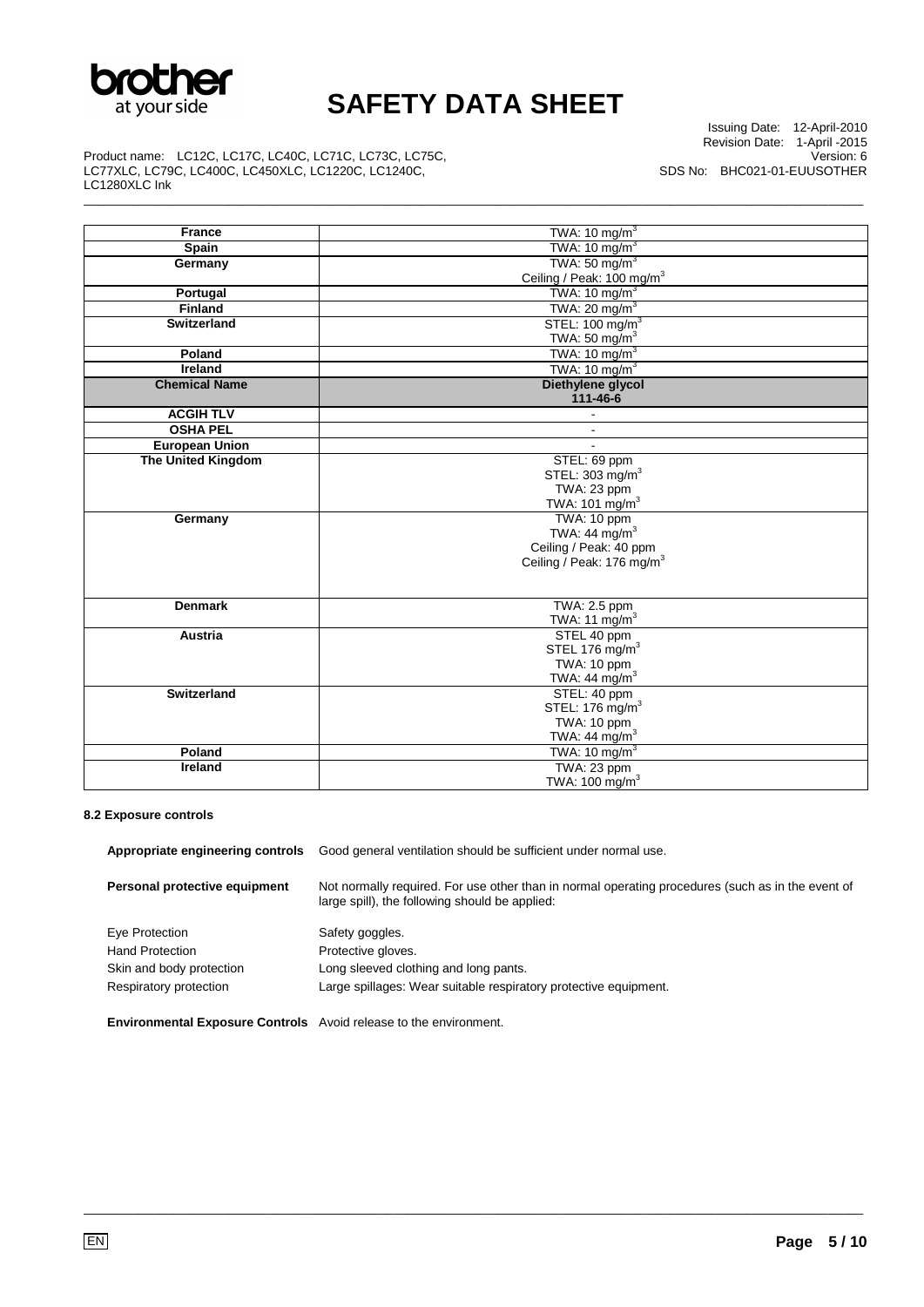| | |
|---|---|
| **France** | TWA: 10 mg/m$^3$ |
| **Spain** | TWA: 10 mg/m$^3$ |
| **Germany** | TWA: 50 mg/m$^3$<br>Ceiling / Peak: 100 mg/m$^3$ |
| **Portugal** | TWA: 10 mg/m$^3$ |
| **Finland** | TWA: 20 mg/m$^3$ |
| **Switzerland** | STEL: 100 mg/m$^3$<br>TWA: 50 mg/m$^3$ |
| **Poland** | TWA: 10 mg/m$^3$ |
| **Ireland** | TWA: 10 mg/m$^3$ |
| **Chemical Name** | **Diethylene glycol**<br>**111-46-6** |
| **ACGIH TLV** | - |
| **OSHA PEL** | - |
| **European Union** | - |
| **The United Kingdom** | STEL: 69 ppm<br>STEL: 303 mg/m$^3$<br>TWA: 23 ppm<br>TWA: 101 mg/m$^3$ |
| **Germany** | TWA: 10 ppm<br>TWA: 44 mg/m$^3$<br>Ceiling / Peak: 40 ppm<br>Ceiling / Peak: 176 mg/m$^3$ |
| **Denmark** | TWA: 2.5 ppm<br>TWA: 11 mg/m$^3$ |
| **Austria** | STEL 40 ppm<br>STEL 176 mg/m$^3$<br>TWA: 10 ppm<br>TWA: 44 mg/m$^3$ |
| **Switzerland** | STEL: 40 ppm<br>STEL: 176 mg/m$^3$<br>TWA: 10 ppm<br>TWA: 44 mg/m$^3$ |
| **Poland** | TWA: 10 mg/m$^3$ |
| **Ireland** | TWA: 23 ppm<br>TWA: 100 mg/m$^3$ |

#### 8.2 Exposure controls

**Appropriate engineering controls** Good general ventilation should be sufficient under normal use.

**Personal protective equipment** Not normally required. For use other than in normal operating procedures (such as in the event of large spill), the following should be applied:

Eye Protection — Safety goggles.

Hand Protection — Protective gloves.

Skin and body protection — Long sleeved clothing and long pants.

Respiratory protection — Large spillages: Wear suitable respiratory protective equipment.

**Environmental Exposure Controls** Avoid release to the environment.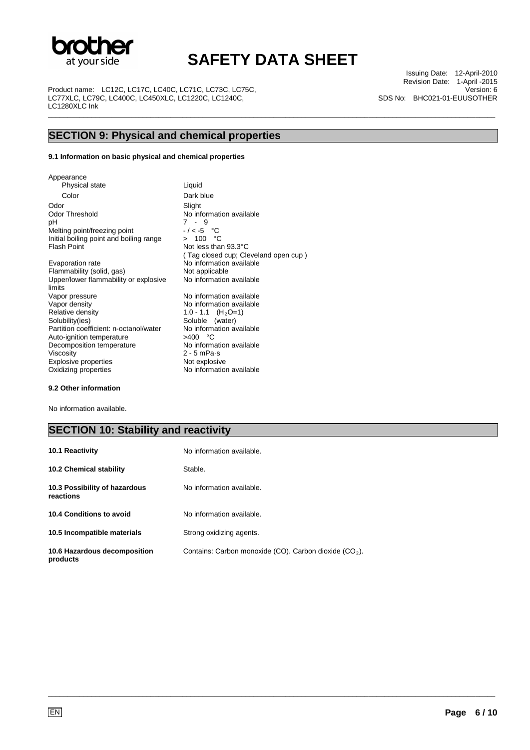## SECTION 9: Physical and chemical properties

### 9.1 Information on basic physical and chemical properties

| Property | Value |
|---|---|
| Appearance | |
| Physical state | Liquid |
| Color | Dark blue |
| Odor | Slight |
| Odor Threshold | No information available |
| pH | 7 - 9 |
| Melting point/freezing point | - / < -5 °C |
| Initial boiling point and boiling range | > 100 °C |
| Flash Point | Not less than 93.3°C ( Tag closed cup; Cleveland open cup ) |
| Evaporation rate | No information available |
| Flammability (solid, gas) | Not applicable |
| Upper/lower flammability or explosive limits | No information available |
| Vapor pressure | No information available |
| Vapor density | No information available |
| Relative density | 1.0 - 1.1 ($H_2O$=1) |
| Solubility(ies) | Soluble (water) |
| Partition coefficient: n-octanol/water | No information available |
| Auto-ignition temperature | >400 °C |
| Decomposition temperature | No information available |
| Viscosity | 2 - 5 mPa·s |
| Explosive properties | Not explosive |
| Oxidizing properties | No information available |

### 9.2 Other information

No information available.

## SECTION 10: Stability and reactivity

| | |
|---|---|
| **10.1 Reactivity** | No information available. |
| **10.2 Chemical stability** | Stable. |
| **10.3 Possibility of hazardous reactions** | No information available. |
| **10.4 Conditions to avoid** | No information available. |
| **10.5 Incompatible materials** | Strong oxidizing agents. |
| **10.6 Hazardous decomposition products** | Contains: Carbon monoxide (CO). Carbon dioxide ($CO_2$). |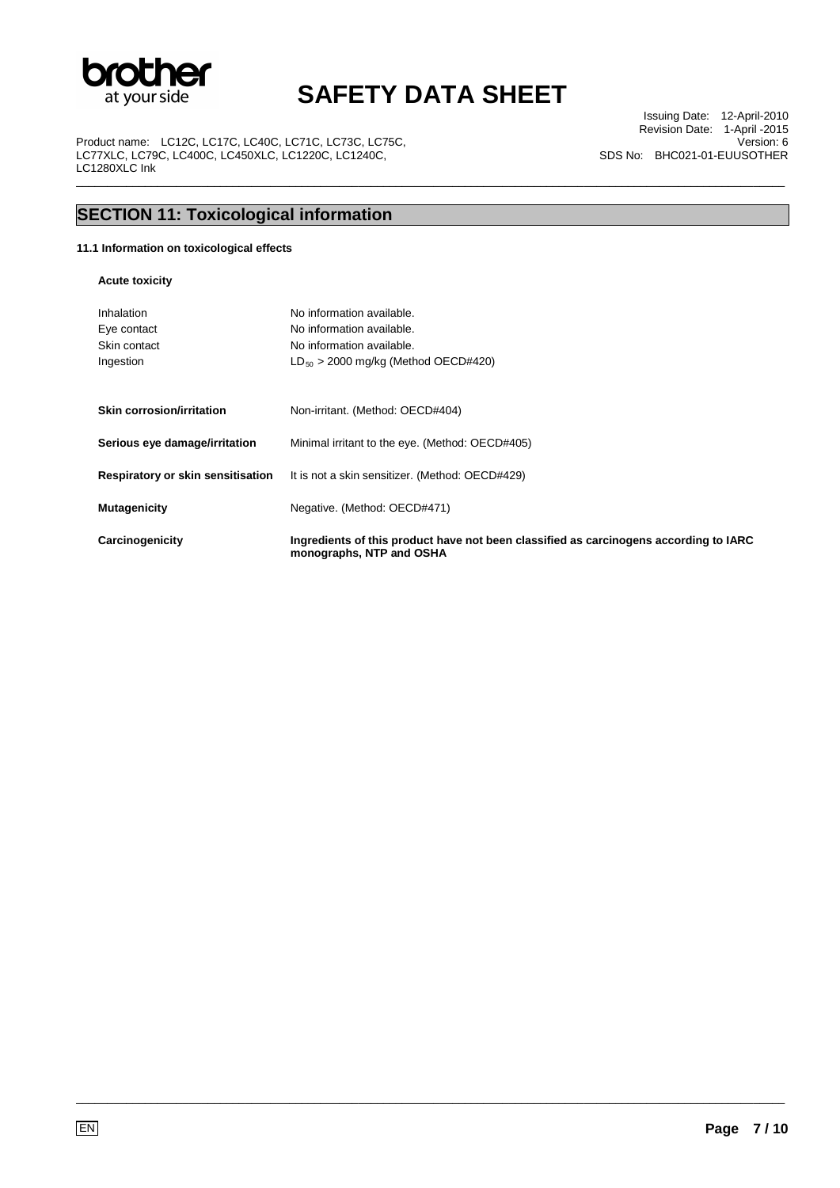## SECTION 11: Toxicological information

### 11.1 Information on toxicological effects

**Acute toxicity**

| | |
|---|---|
| Inhalation | No information available. |
| Eye contact | No information available. |
| Skin contact | No information available. |
| Ingestion | $LD_{50}$ > 2000 mg/kg (Method OECD#420) |

| | |
|---|---|
| **Skin corrosion/irritation** | Non-irritant. (Method: OECD#404) |
| **Serious eye damage/irritation** | Minimal irritant to the eye. (Method: OECD#405) |
| **Respiratory or skin sensitisation** | It is not a skin sensitizer. (Method: OECD#429) |
| **Mutagenicity** | Negative. (Method: OECD#471) |
| **Carcinogenicity** | **Ingredients of this product have not been classified as carcinogens according to IARC monographs, NTP and OSHA** |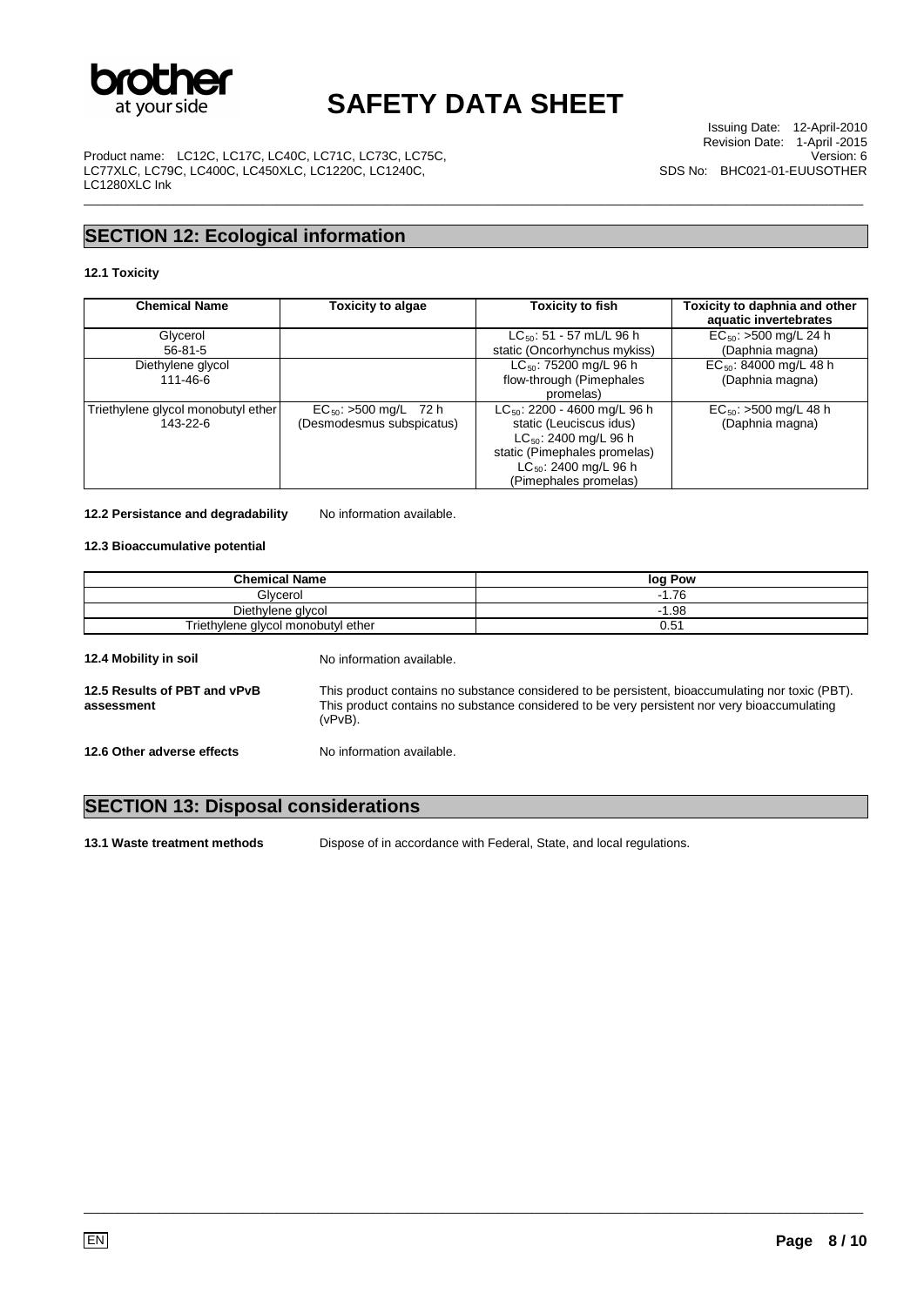## SECTION 12: Ecological information

### 12.1 Toxicity

| Chemical Name | Toxicity to algae | Toxicity to fish | Toxicity to daphnia and other aquatic invertebrates |
|---|---|---|---|
| Glycerol<br>56-81-5 | | $LC_{50}$: 51 - 57 mL/L 96 h static (Oncorhynchus mykiss) | $EC_{50}$: >500 mg/L 24 h (Daphnia magna) |
| Diethylene glycol<br>111-46-6 | | $LC_{50}$: 75200 mg/L 96 h flow-through (Pimephales promelas) | $EC_{50}$: 84000 mg/L 48 h (Daphnia magna) |
| Triethylene glycol monobutyl ether<br>143-22-6 | $EC_{50}$: >500 mg/L 72 h (Desmodesmus subspicatus) | $LC_{50}$: 2200 - 4600 mg/L 96 h static (Leuciscus idus)<br>$LC_{50}$: 2400 mg/L 96 h static (Pimephales promelas)<br>$LC_{50}$: 2400 mg/L 96 h (Pimephales promelas) | $EC_{50}$: >500 mg/L 48 h (Daphnia magna) |

**12.2 Persistance and degradability** No information available.

### 12.3 Bioaccumulative potential

| Chemical Name | log Pow |
|---|---|
| Glycerol | -1.76 |
| Diethylene glycol | -1.98 |
| Triethylene glycol monobutyl ether | 0.51 |

**12.4 Mobility in soil** No information available.

**12.5 Results of PBT and vPvB assessment** This product contains no substance considered to be persistent, bioaccumulating nor toxic (PBT). This product contains no substance considered to be very persistent nor very bioaccumulating (vPvB).

**12.6 Other adverse effects** No information available.

## SECTION 13: Disposal considerations

**13.1 Waste treatment methods** Dispose of in accordance with Federal, State, and local regulations.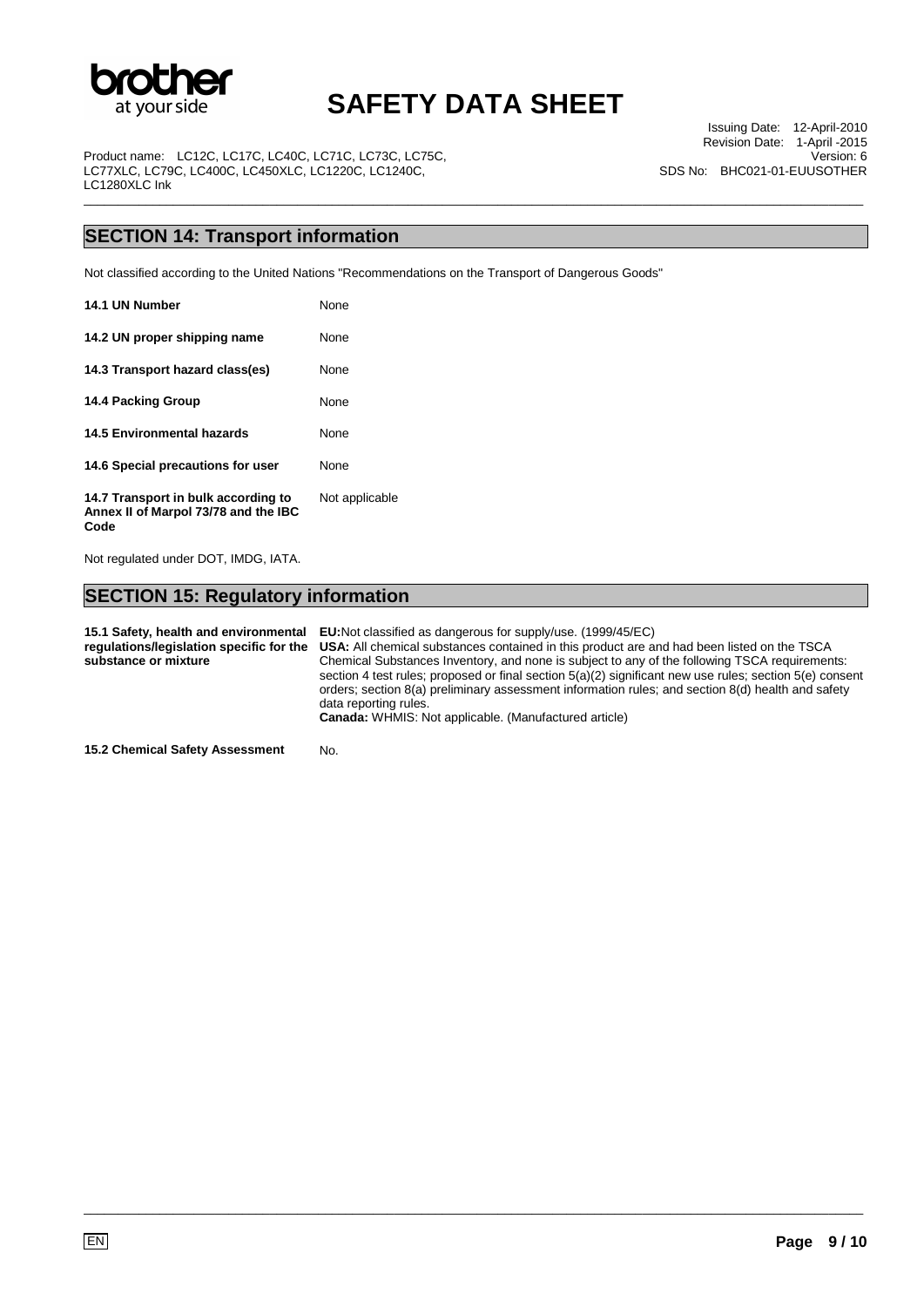## SECTION 14: Transport information

Not classified according to the United Nations "Recommendations on the Transport of Dangerous Goods"

| | |
|---|---|
| **14.1 UN Number** | None |
| **14.2 UN proper shipping name** | None |
| **14.3 Transport hazard class(es)** | None |
| **14.4 Packing Group** | None |
| **14.5 Environmental hazards** | None |
| **14.6 Special precautions for user** | None |
| **14.7 Transport in bulk according to Annex II of Marpol 73/78 and the IBC Code** | Not applicable |

Not regulated under DOT, IMDG, IATA.

## SECTION 15: Regulatory information

| | |
|---|---|
| **15.1 Safety, health and environmental regulations/legislation specific for the substance or mixture** | **EU:** Not classified as dangerous for supply/use. (1999/45/EC)<br>**USA:** All chemical substances contained in this product are and had been listed on the TSCA Chemical Substances Inventory, and none is subject to any of the following TSCA requirements: section 4 test rules; proposed or final section 5(a)(2) significant new use rules; section 5(e) consent orders; section 8(a) preliminary assessment information rules; and section 8(d) health and safety data reporting rules.<br>**Canada:** WHMIS: Not applicable. (Manufactured article) |
| **15.2 Chemical Safety Assessment** | No. |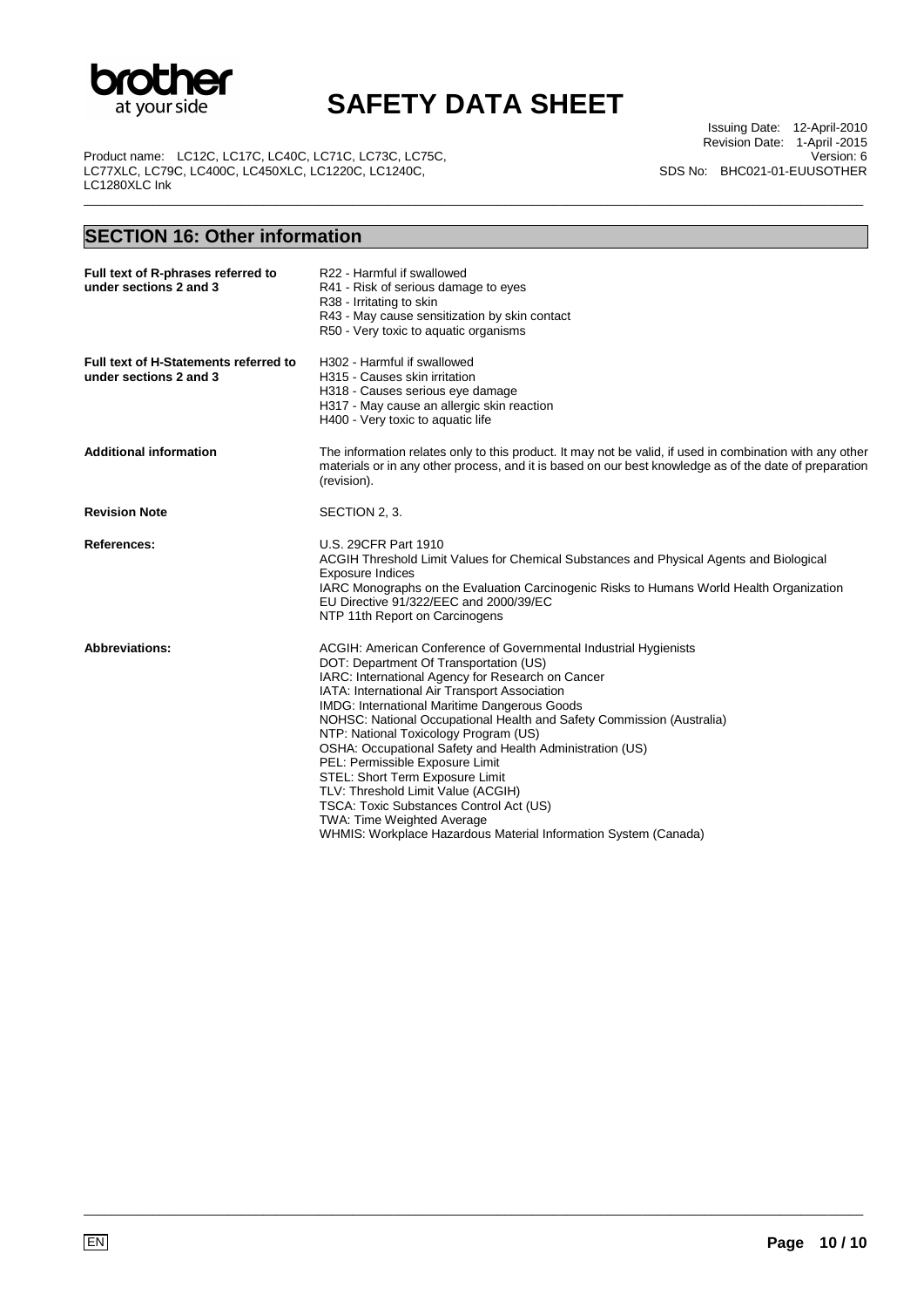## SECTION 16: Other information

**Full text of R-phrases referred to under sections 2 and 3**

R22 - Harmful if swallowed
R41 - Risk of serious damage to eyes
R38 - Irritating to skin
R43 - May cause sensitization by skin contact
R50 - Very toxic to aquatic organisms

**Full text of H-Statements referred to under sections 2 and 3**

H302 - Harmful if swallowed
H315 - Causes skin irritation
H318 - Causes serious eye damage
H317 - May cause an allergic skin reaction
H400 - Very toxic to aquatic life

**Additional information**

The information relates only to this product. It may not be valid, if used in combination with any other materials or in any other process, and it is based on our best knowledge as of the date of preparation (revision).

**Revision Note**

SECTION 2, 3.

**References:**

U.S. 29CFR Part 1910
ACGIH Threshold Limit Values for Chemical Substances and Physical Agents and Biological Exposure Indices
IARC Monographs on the Evaluation Carcinogenic Risks to Humans World Health Organization
EU Directive 91/322/EEC and 2000/39/EC
NTP 11th Report on Carcinogens

**Abbreviations:**

ACGIH: American Conference of Governmental Industrial Hygienists
DOT: Department Of Transportation (US)
IARC: International Agency for Research on Cancer
IATA: International Air Transport Association
IMDG: International Maritime Dangerous Goods
NOHSC: National Occupational Health and Safety Commission (Australia)
NTP: National Toxicology Program (US)
OSHA: Occupational Safety and Health Administration (US)
PEL: Permissible Exposure Limit
STEL: Short Term Exposure Limit
TLV: Threshold Limit Value (ACGIH)
TSCA: Toxic Substances Control Act (US)
TWA: Time Weighted Average
WHMIS: Workplace Hazardous Material Information System (Canada)